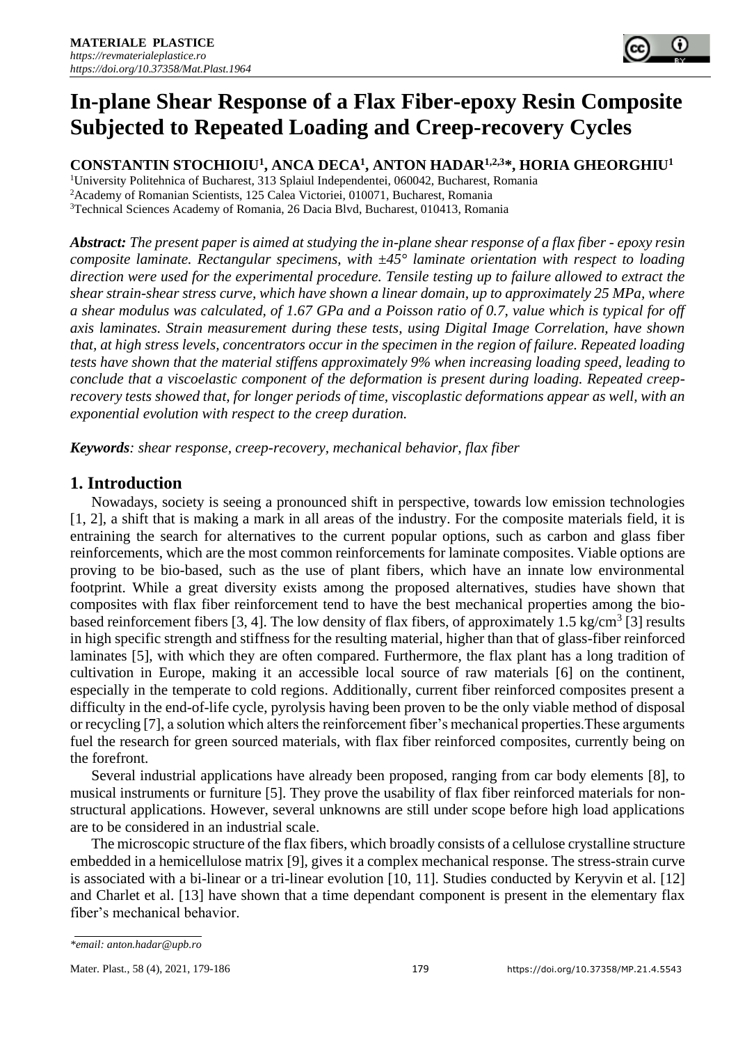**MATERIALE PLASTICE**
*https://revmaterialeplastice.ro*
*https://doi.org/10.37358/Mat.Plast.1964*

# In-plane Shear Response of a Flax Fiber-epoxy Resin Composite Subjected to Repeated Loading and Creep-recovery Cycles

**CONSTANTIN STOCHIOIU[1], ANCA DECA[1], ANTON HADAR[1,2,3]*, HORIA GHEORGHIU[1]**

[1]University Politehnica of Bucharest, 313 Splaiul Independentei, 060042, Bucharest, Romania
[2]Academy of Romanian Scientists, 125 Calea Victoriei, 010071, Bucharest, Romania
[3]Technical Sciences Academy of Romania, 26 Dacia Blvd, Bucharest, 010413, Romania

***Abstract:*** *The present paper is aimed at studying the in-plane shear response of a flax fiber - epoxy resin composite laminate. Rectangular specimens, with ±45° laminate orientation with respect to loading direction were used for the experimental procedure. Tensile testing up to failure allowed to extract the shear strain-shear stress curve, which have shown a linear domain, up to approximately 25 MPa, where a shear modulus was calculated, of 1.67 GPa and a Poisson ratio of 0.7, value which is typical for off axis laminates. Strain measurement during these tests, using Digital Image Correlation, have shown that, at high stress levels, concentrators occur in the specimen in the region of failure. Repeated loading tests have shown that the material stiffens approximately 9% when increasing loading speed, leading to conclude that a viscoelastic component of the deformation is present during loading. Repeated creep-recovery tests showed that, for longer periods of time, viscoplastic deformations appear as well, with an exponential evolution with respect to the creep duration.*

***Keywords****: shear response, creep-recovery, mechanical behavior, flax fiber*

## 1. Introduction

Nowadays, society is seeing a pronounced shift in perspective, towards low emission technologies [1, 2], a shift that is making a mark in all areas of the industry. For the composite materials field, it is entraining the search for alternatives to the current popular options, such as carbon and glass fiber reinforcements, which are the most common reinforcements for laminate composites. Viable options are proving to be bio-based, such as the use of plant fibers, which have an innate low environmental footprint. While a great diversity exists among the proposed alternatives, studies have shown that composites with flax fiber reinforcement tend to have the best mechanical properties among the bio-based reinforcement fibers [3, 4]. The low density of flax fibers, of approximately 1.5 kg/cm$^3$ [3] results in high specific strength and stiffness for the resulting material, higher than that of glass-fiber reinforced laminates [5], with which they are often compared. Furthermore, the flax plant has a long tradition of cultivation in Europe, making it an accessible local source of raw materials [6] on the continent, especially in the temperate to cold regions. Additionally, current fiber reinforced composites present a difficulty in the end-of-life cycle, pyrolysis having been proven to be the only viable method of disposal or recycling [7], a solution which alters the reinforcement fiber's mechanical properties.These arguments fuel the research for green sourced materials, with flax fiber reinforced composites, currently being on the forefront.

Several industrial applications have already been proposed, ranging from car body elements [8], to musical instruments or furniture [5]. They prove the usability of flax fiber reinforced materials for non-structural applications. However, several unknowns are still under scope before high load applications are to be considered in an industrial scale.

The microscopic structure of the flax fibers, which broadly consists of a cellulose crystalline structure embedded in a hemicellulose matrix [9], gives it a complex mechanical response. The stress-strain curve is associated with a bi-linear or a tri-linear evolution [10, 11]. Studies conducted by Keryvin et al. [12] and Charlet et al. [13] have shown that a time dependant component is present in the elementary flax fiber's mechanical behavior.

*\*email: anton.hadar@upb.ro*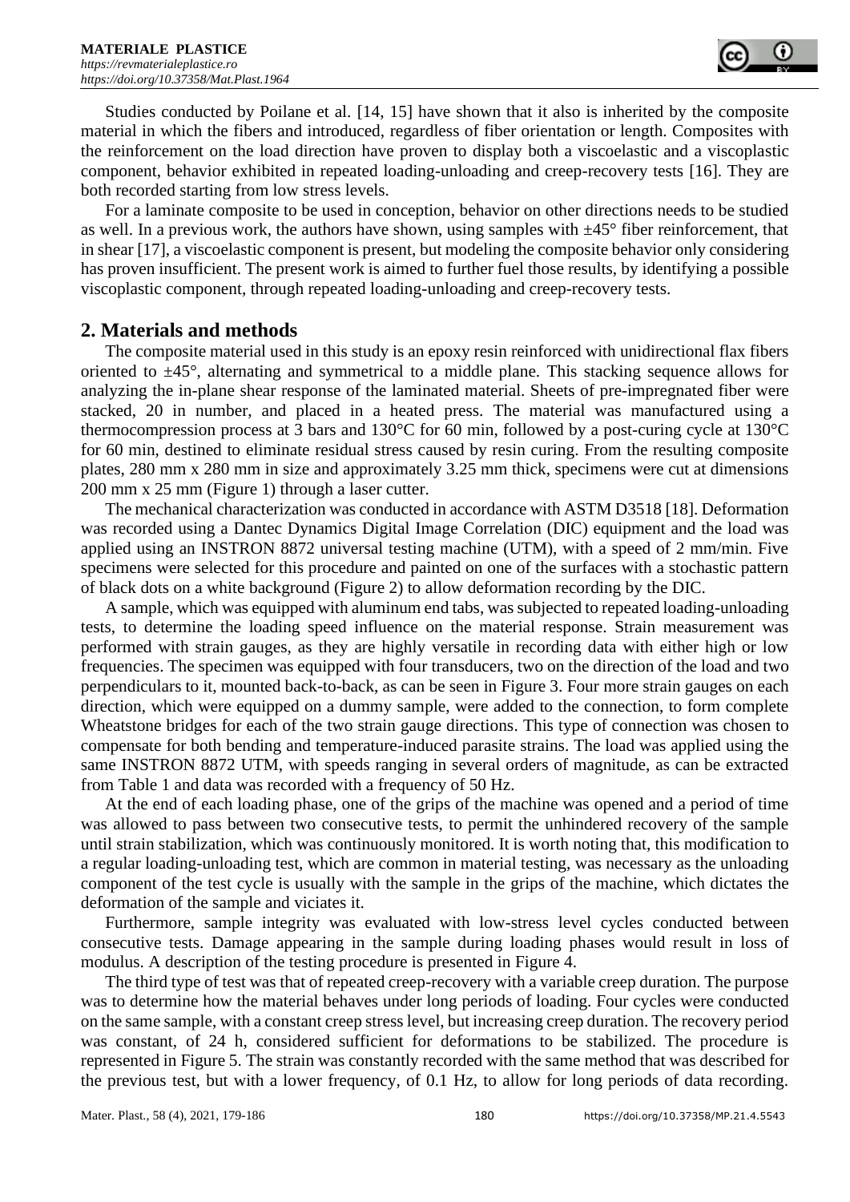Studies conducted by Poilane et al. [14, 15] have shown that it also is inherited by the composite material in which the fibers and introduced, regardless of fiber orientation or length. Composites with the reinforcement on the load direction have proven to display both a viscoelastic and a viscoplastic component, behavior exhibited in repeated loading-unloading and creep-recovery tests [16]. They are both recorded starting from low stress levels.

For a laminate composite to be used in conception, behavior on other directions needs to be studied as well. In a previous work, the authors have shown, using samples with ±45° fiber reinforcement, that in shear [17], a viscoelastic component is present, but modeling the composite behavior only considering has proven insufficient. The present work is aimed to further fuel those results, by identifying a possible viscoplastic component, through repeated loading-unloading and creep-recovery tests.

## 2. Materials and methods

The composite material used in this study is an epoxy resin reinforced with unidirectional flax fibers oriented to ±45°, alternating and symmetrical to a middle plane. This stacking sequence allows for analyzing the in-plane shear response of the laminated material. Sheets of pre-impregnated fiber were stacked, 20 in number, and placed in a heated press. The material was manufactured using a thermocompression process at 3 bars and 130°C for 60 min, followed by a post-curing cycle at 130°C for 60 min, destined to eliminate residual stress caused by resin curing. From the resulting composite plates, 280 mm x 280 mm in size and approximately 3.25 mm thick, specimens were cut at dimensions 200 mm x 25 mm (Figure 1) through a laser cutter.

The mechanical characterization was conducted in accordance with ASTM D3518 [18]. Deformation was recorded using a Dantec Dynamics Digital Image Correlation (DIC) equipment and the load was applied using an INSTRON 8872 universal testing machine (UTM), with a speed of 2 mm/min. Five specimens were selected for this procedure and painted on one of the surfaces with a stochastic pattern of black dots on a white background (Figure 2) to allow deformation recording by the DIC.

A sample, which was equipped with aluminum end tabs, was subjected to repeated loading-unloading tests, to determine the loading speed influence on the material response. Strain measurement was performed with strain gauges, as they are highly versatile in recording data with either high or low frequencies. The specimen was equipped with four transducers, two on the direction of the load and two perpendiculars to it, mounted back-to-back, as can be seen in Figure 3. Four more strain gauges on each direction, which were equipped on a dummy sample, were added to the connection, to form complete Wheatstone bridges for each of the two strain gauge directions. This type of connection was chosen to compensate for both bending and temperature-induced parasite strains. The load was applied using the same INSTRON 8872 UTM, with speeds ranging in several orders of magnitude, as can be extracted from Table 1 and data was recorded with a frequency of 50 Hz.

At the end of each loading phase, one of the grips of the machine was opened and a period of time was allowed to pass between two consecutive tests, to permit the unhindered recovery of the sample until strain stabilization, which was continuously monitored. It is worth noting that, this modification to a regular loading-unloading test, which are common in material testing, was necessary as the unloading component of the test cycle is usually with the sample in the grips of the machine, which dictates the deformation of the sample and viciates it.

Furthermore, sample integrity was evaluated with low-stress level cycles conducted between consecutive tests. Damage appearing in the sample during loading phases would result in loss of modulus. A description of the testing procedure is presented in Figure 4.

The third type of test was that of repeated creep-recovery with a variable creep duration. The purpose was to determine how the material behaves under long periods of loading. Four cycles were conducted on the same sample, with a constant creep stress level, but increasing creep duration. The recovery period was constant, of 24 h, considered sufficient for deformations to be stabilized. The procedure is represented in Figure 5. The strain was constantly recorded with the same method that was described for the previous test, but with a lower frequency, of 0.1 Hz, to allow for long periods of data recording.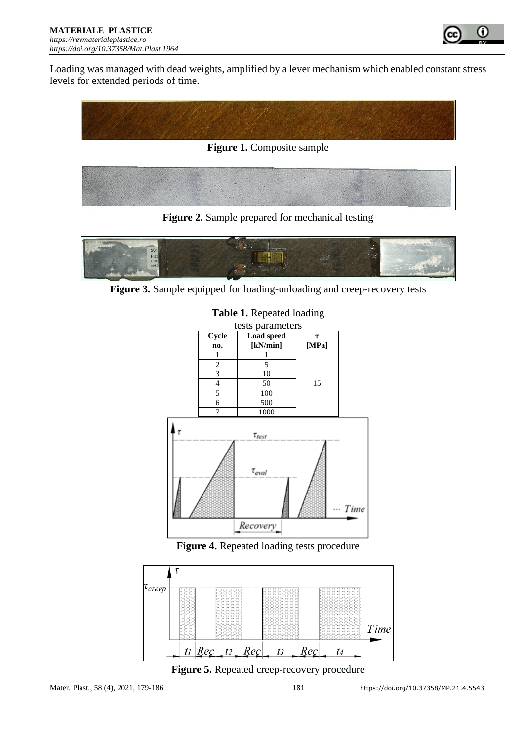Loading was managed with dead weights, amplified by a lever mechanism which enabled constant stress levels for extended periods of time.

**Figure 1.** Composite sample

**Figure 2.** Sample prepared for mechanical testing

**Figure 3.** Sample equipped for loading-unloading and creep-recovery tests

**Table 1.** Repeated loading tests parameters

| Cycle no. | Load speed [kN/min] | $\tau$ [MPa] |
|---|---|---|
| 1 | 1 | 15 |
| 2 | 5 | |
| 3 | 10 | |
| 4 | 50 | |
| 5 | 100 | |
| 6 | 500 | |
| 7 | 1000 | |

**Figure 4.** Repeated loading tests procedure

**Figure 5.** Repeated creep-recovery procedure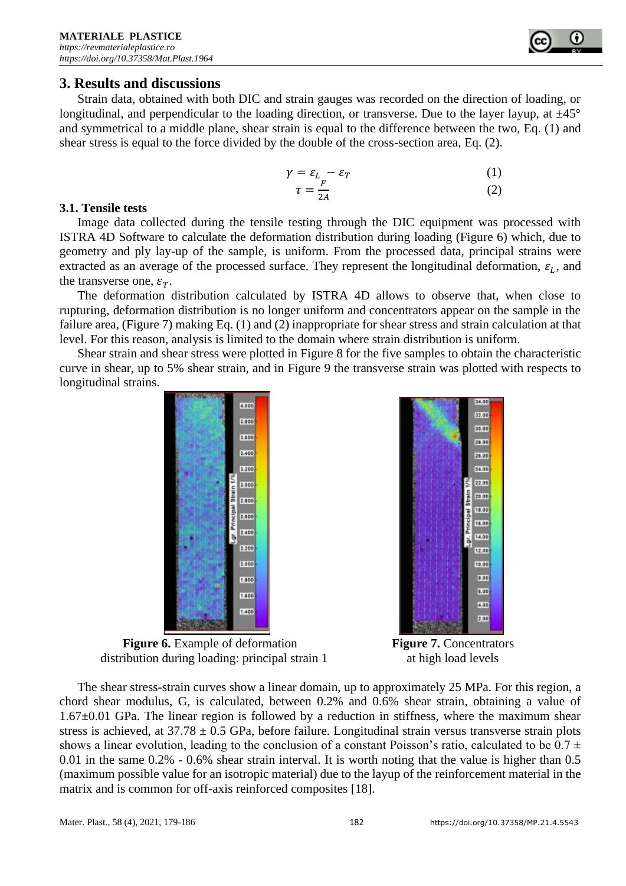## 3. Results and discussions

Strain data, obtained with both DIC and strain gauges was recorded on the direction of loading, or longitudinal, and perpendicular to the loading direction, or transverse. Due to the layer layup, at ±45° and symmetrical to a middle plane, shear strain is equal to the difference between the two, Eq. (1) and shear stress is equal to the force divided by the double of the cross-section area, Eq. (2).

$$\gamma = \varepsilon_L - \varepsilon_T \tag{1}$$

$$\tau = \frac{F}{2A} \tag{2}$$

### 3.1. Tensile tests

Image data collected during the tensile testing through the DIC equipment was processed with ISTRA 4D Software to calculate the deformation distribution during loading (Figure 6) which, due to geometry and ply lay-up of the sample, is uniform. From the processed data, principal strains were extracted as an average of the processed surface. They represent the longitudinal deformation, $\varepsilon_L$, and the transverse one, $\varepsilon_T$.

The deformation distribution calculated by ISTRA 4D allows to observe that, when close to rupturing, deformation distribution is no longer uniform and concentrators appear on the sample in the failure area, (Figure 7) making Eq. (1) and (2) inappropriate for shear stress and strain calculation at that level. For this reason, analysis is limited to the domain where strain distribution is uniform.

Shear strain and shear stress were plotted in Figure 8 for the five samples to obtain the characteristic curve in shear, up to 5% shear strain, and in Figure 9 the transverse strain was plotted with respects to longitudinal strains.

**Figure 6.** Example of deformation distribution during loading: principal strain 1

**Figure 7.** Concentrators at high load levels

The shear stress-strain curves show a linear domain, up to approximately 25 MPa. For this region, a chord shear modulus, G, is calculated, between 0.2% and 0.6% shear strain, obtaining a value of 1.67±0.01 GPa. The linear region is followed by a reduction in stiffness, where the maximum shear stress is achieved, at 37.78 ± 0.5 GPa, before failure. Longitudinal strain versus transverse strain plots shows a linear evolution, leading to the conclusion of a constant Poisson's ratio, calculated to be 0.7 ± 0.01 in the same 0.2% - 0.6% shear strain interval. It is worth noting that the value is higher than 0.5 (maximum possible value for an isotropic material) due to the layup of the reinforcement material in the matrix and is common for off-axis reinforced composites [18].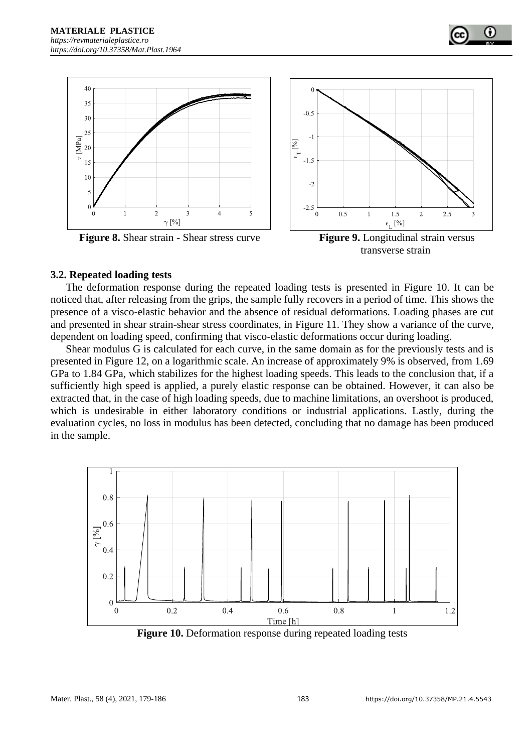**Figure 8.** Shear strain - Shear stress curve

**Figure 9.** Longitudinal strain versus transverse strain

### 3.2. Repeated loading tests

The deformation response during the repeated loading tests is presented in Figure 10. It can be noticed that, after releasing from the grips, the sample fully recovers in a period of time. This shows the presence of a visco-elastic behavior and the absence of residual deformations. Loading phases are cut and presented in shear strain-shear stress coordinates, in Figure 11. They show a variance of the curve, dependent on loading speed, confirming that visco-elastic deformations occur during loading.

Shear modulus G is calculated for each curve, in the same domain as for the previously tests and is presented in Figure 12, on a logarithmic scale. An increase of approximately 9% is observed, from 1.69 GPa to 1.84 GPa, which stabilizes for the highest loading speeds. This leads to the conclusion that, if a sufficiently high speed is applied, a purely elastic response can be obtained. However, it can also be extracted that, in the case of high loading speeds, due to machine limitations, an overshoot is produced, which is undesirable in either laboratory conditions or industrial applications. Lastly, during the evaluation cycles, no loss in modulus has been detected, concluding that no damage has been produced in the sample.

**Figure 10.** Deformation response during repeated loading tests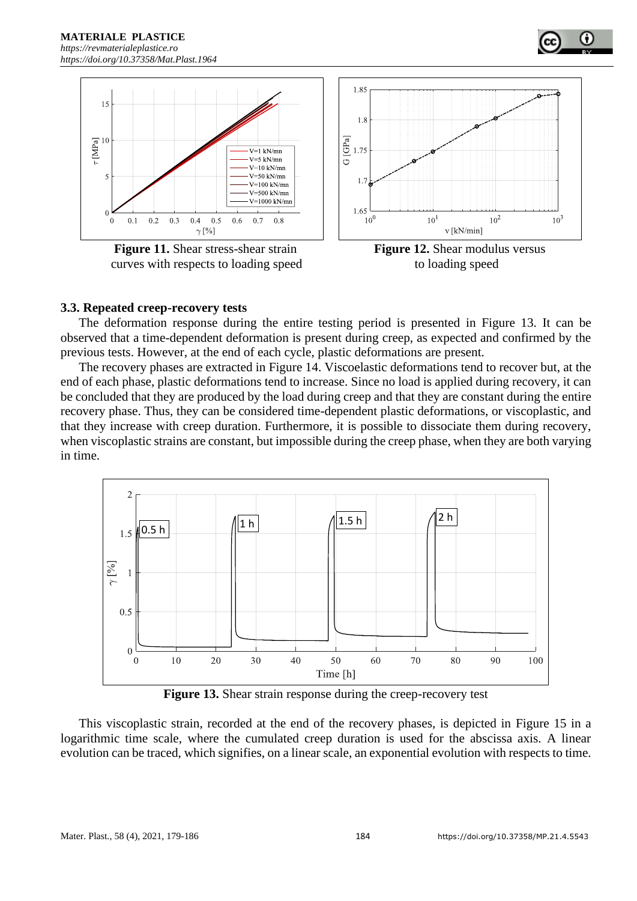**Figure 11.** Shear stress-shear strain curves with respects to loading speed

**Figure 12.** Shear modulus versus to loading speed

### 3.3. Repeated creep-recovery tests

The deformation response during the entire testing period is presented in Figure 13. It can be observed that a time-dependent deformation is present during creep, as expected and confirmed by the previous tests. However, at the end of each cycle, plastic deformations are present.

The recovery phases are extracted in Figure 14. Viscoelastic deformations tend to recover but, at the end of each phase, plastic deformations tend to increase. Since no load is applied during recovery, it can be concluded that they are produced by the load during creep and that they are constant during the entire recovery phase. Thus, they can be considered time-dependent plastic deformations, or viscoplastic, and that they increase with creep duration. Furthermore, it is possible to dissociate them during recovery, when viscoplastic strains are constant, but impossible during the creep phase, when they are both varying in time.

**Figure 13.** Shear strain response during the creep-recovery test

This viscoplastic strain, recorded at the end of the recovery phases, is depicted in Figure 15 in a logarithmic time scale, where the cumulated creep duration is used for the abscissa axis. A linear evolution can be traced, which signifies, on a linear scale, an exponential evolution with respects to time.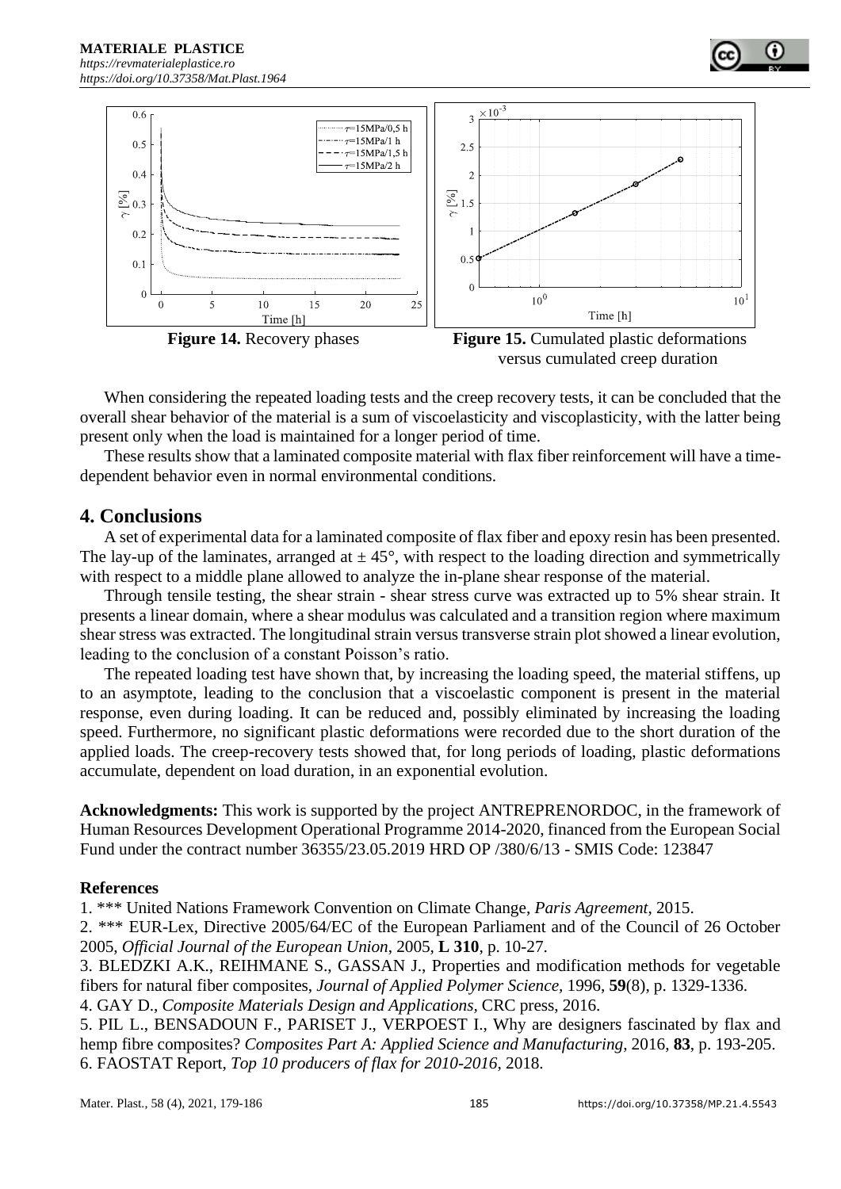Figure 14. Recovery phases

Figure 15. Cumulated plastic deformations versus cumulated creep duration

When considering the repeated loading tests and the creep recovery tests, it can be concluded that the overall shear behavior of the material is a sum of viscoelasticity and viscoplasticity, with the latter being present only when the load is maintained for a longer period of time.

These results show that a laminated composite material with flax fiber reinforcement will have a time-dependent behavior even in normal environmental conditions.

## 4. Conclusions

A set of experimental data for a laminated composite of flax fiber and epoxy resin has been presented. The lay-up of the laminates, arranged at $\pm 45°$, with respect to the loading direction and symmetrically with respect to a middle plane allowed to analyze the in-plane shear response of the material.

Through tensile testing, the shear strain - shear stress curve was extracted up to 5% shear strain. It presents a linear domain, where a shear modulus was calculated and a transition region where maximum shear stress was extracted. The longitudinal strain versus transverse strain plot showed a linear evolution, leading to the conclusion of a constant Poisson's ratio.

The repeated loading test have shown that, by increasing the loading speed, the material stiffens, up to an asymptote, leading to the conclusion that a viscoelastic component is present in the material response, even during loading. It can be reduced and, possibly eliminated by increasing the loading speed. Furthermore, no significant plastic deformations were recorded due to the short duration of the applied loads. The creep-recovery tests showed that, for long periods of loading, plastic deformations accumulate, dependent on load duration, in an exponential evolution.

**Acknowledgments:** This work is supported by the project ANTREPRENORDOC, in the framework of Human Resources Development Operational Programme 2014-2020, financed from the European Social Fund under the contract number 36355/23.05.2019 HRD OP /380/6/13 - SMIS Code: 123847

### References

1. \*\*\* United Nations Framework Convention on Climate Change, *Paris Agreement*, 2015.
2. \*\*\* EUR-Lex, Directive 2005/64/EC of the European Parliament and of the Council of 26 October 2005, *Official Journal of the European Union*, 2005, **L 310**, p. 10-27.
3. BLEDZKI A.K., REIHMANE S., GASSAN J., Properties and modification methods for vegetable fibers for natural fiber composites, *Journal of Applied Polymer Science,* 1996, **59**(8), p. 1329-1336.
4. GAY D., *Composite Materials Design and Applications*, CRC press, 2016.
5. PIL L., BENSADOUN F., PARISET J., VERPOEST I., Why are designers fascinated by flax and hemp fibre composites? *Composites Part A: Applied Science and Manufacturing*, 2016, **83**, p. 193-205.
6. FAOSTAT Report, *Top 10 producers of flax for 2010-2016,* 2018.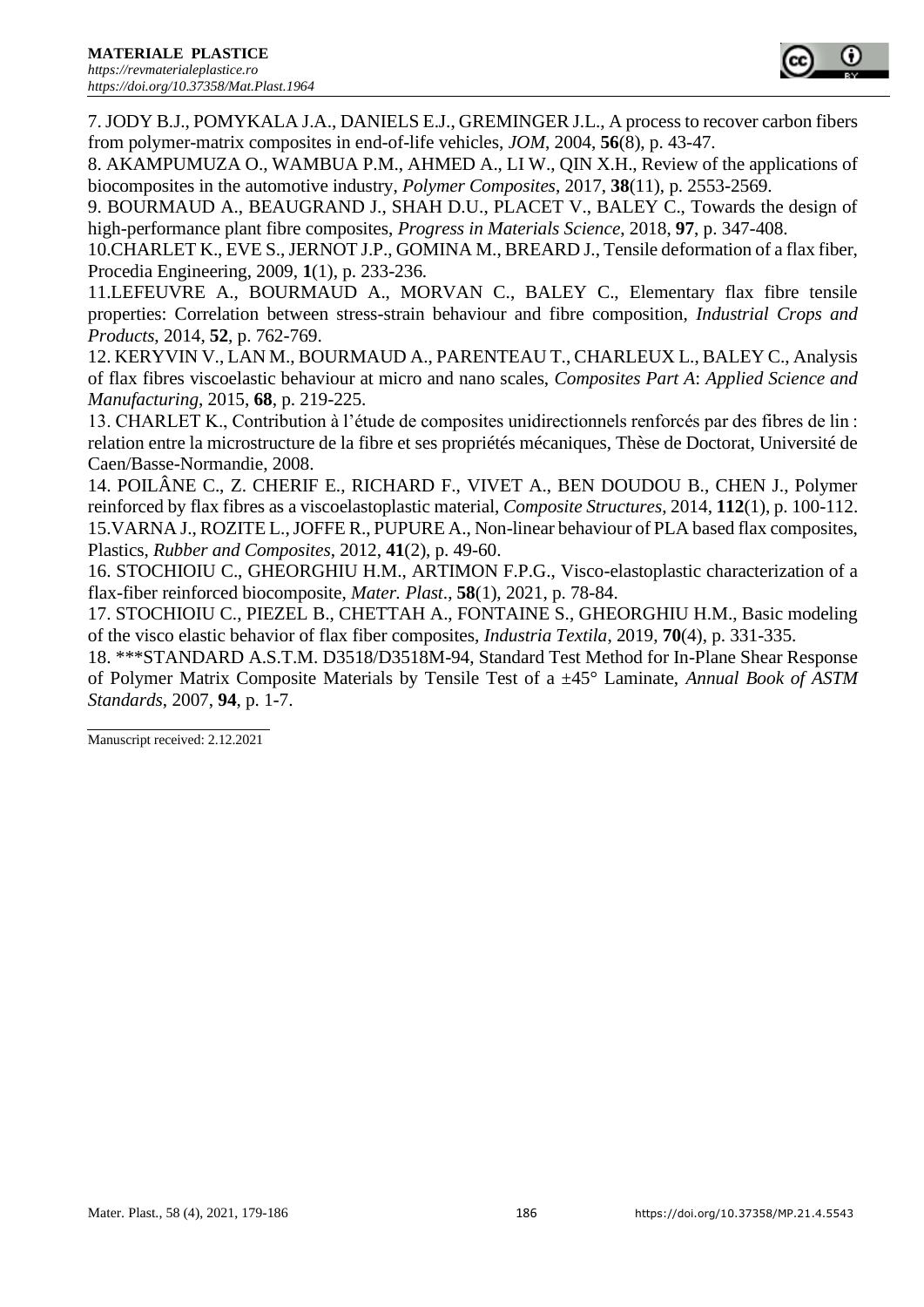7. JODY B.J., POMYKALA J.A., DANIELS E.J., GREMINGER J.L., A process to recover carbon fibers from polymer-matrix composites in end-of-life vehicles, *JOM*, 2004, **56**(8), p. 43-47.

8. AKAMPUMUZA O., WAMBUA P.M., AHMED A., LI W., QIN X.H., Review of the applications of biocomposites in the automotive industry, *Polymer Composites*, 2017, **38**(11), p. 2553-2569.

9. BOURMAUD A., BEAUGRAND J., SHAH D.U., PLACET V., BALEY C., Towards the design of high-performance plant fibre composites, *Progress in Materials Science*, 2018, **97**, p. 347-408.

10. CHARLET K., EVE S., JERNOT J.P., GOMINA M., BREARD J., Tensile deformation of a flax fiber, Procedia Engineering, 2009, **1**(1), p. 233-236.

11. LEFEUVRE A., BOURMAUD A., MORVAN C., BALEY C., Elementary flax fibre tensile properties: Correlation between stress-strain behaviour and fibre composition, *Industrial Crops and Products*, 2014, **52**, p. 762-769.

12. KERYVIN V., LAN M., BOURMAUD A., PARENTEAU T., CHARLEUX L., BALEY C., Analysis of flax fibres viscoelastic behaviour at micro and nano scales, *Composites Part A*: *Applied Science and Manufacturing*, 2015, **68**, p. 219-225.

13. CHARLET K., Contribution à l'étude de composites unidirectionnels renforcés par des fibres de lin : relation entre la microstructure de la fibre et ses propriétés mécaniques, Thèse de Doctorat, Université de Caen/Basse-Normandie, 2008.

14. POILÂNE C., Z. CHERIF E., RICHARD F., VIVET A., BEN DOUDOU B., CHEN J., Polymer reinforced by flax fibres as a viscoelastoplastic material, *Composite Structures*, 2014, **112**(1), p. 100-112.

15. VARNA J., ROZITE L., JOFFE R., PUPURE A., Non-linear behaviour of PLA based flax composites, Plastics, *Rubber and Composites*, 2012, **41**(2), p. 49-60.

16. STOCHIOIU C., GHEORGHIU H.M., ARTIMON F.P.G., Visco-elastoplastic characterization of a flax-fiber reinforced biocomposite, *Mater. Plast*., **58**(1), 2021, p. 78-84.

17. STOCHIOIU C., PIEZEL B., CHETTAH A., FONTAINE S., GHEORGHIU H.M., Basic modeling of the visco elastic behavior of flax fiber composites, *Industria Textila*, 2019, **70**(4), p. 331-335.

18. ***STANDARD A.S.T.M. D3518/D3518M-94, Standard Test Method for In-Plane Shear Response of Polymer Matrix Composite Materials by Tensile Test of a ±45° Laminate, *Annual Book of ASTM Standards*, 2007, **94**, p. 1-7.

Manuscript received: 2.12.2021